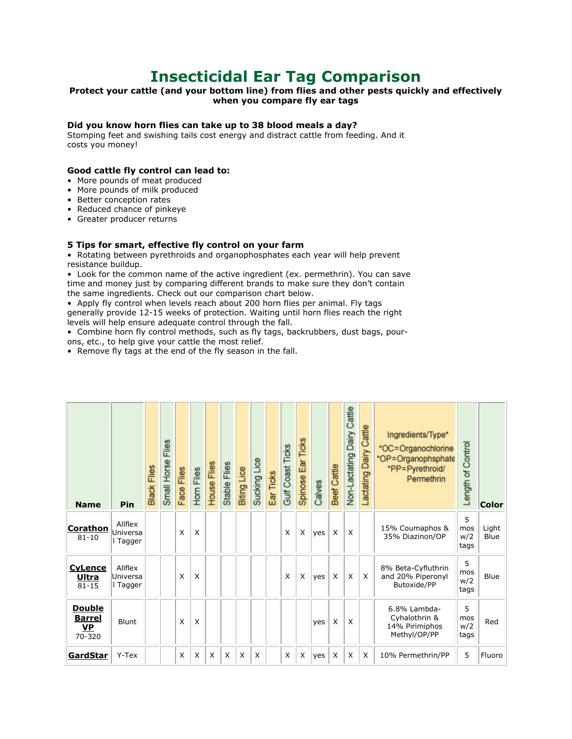# Insecticidal Ear Tag Comparison

**Protect your cattle (and your bottom line) from flies and other pests quickly and effectively when you compare fly ear tags**

### Did you know horn flies can take up to 38 blood meals a day?

Stomping feet and swishing tails cost energy and distract cattle from feeding. And it costs you money!

### Good cattle fly control can lead to:

- More pounds of meat produced
- More pounds of milk produced
- Better conception rates
- Reduced chance of pinkeye
- Greater producer returns

### 5 Tips for smart, effective fly control on your farm

- Rotating between pyrethroids and organophosphates each year will help prevent resistance buildup.
- Look for the common name of the active ingredient (ex. permethrin). You can save time and money just by comparing different brands to make sure they don't contain the same ingredients. Check out our comparison chart below.
- Apply fly control when levels reach about 200 horn flies per animal. Fly tags generally provide 12-15 weeks of protection. Waiting until horn flies reach the right levels will help ensure adequate control through the fall.
- Combine horn fly control methods, such as fly tags, backrubbers, dust bags, pour-ons, etc., to help give your cattle the most relief.
- Remove fly tags at the end of the fly season in the fall.

| Name | Pin | Black Flies | Small Horse Flies | Face Flies | Horn Flies | House Flies | Stable Flies | Biting Lice | Sucking Lice | Ear Ticks | Gulf Coast Ticks | Spinose Ear Ticks | Calves | Beef Cattle | Non-Lactating Dairy Cattle | Lactating Dairy Cattle | Ingredients/Type* *OC=Organochlorine *OP=Organophsphate *PP=Pyrethroid/ Permethrin | Length of Control | Color |
|---|---|---|---|---|---|---|---|---|---|---|---|---|---|---|---|---|---|---|---|
| **Corathon** 81-10 | Allflex Universal Tagger | | | X | X | | | | | | X | X | yes | X | X | | 15% Coumaphos & 35% Diazinon/OP | 5 mos w/2 tags | Light Blue |
| **CyLence Ultra** 81-15 | Allflex Universal Tagger | | | X | X | | | | | | X | X | yes | X | X | X | 8% Beta-Cyfluthrin and 20% Piperonyl Butoxide/PP | 5 mos w/2 tags | Blue |
| **Double Barrel VP** 70-320 | Blunt | | | X | X | | | | | | | | yes | X | X | | 6.8% Lambda-Cyhalothrin & 14% Pirimiphos Methyl/OP/PP | 5 mos w/2 tags | Red |
| **GardStar** | Y-Tex | | | X | X | X | X | X | X | | X | X | yes | X | X | X | 10% Permethrin/PP | 5 | Fluoro |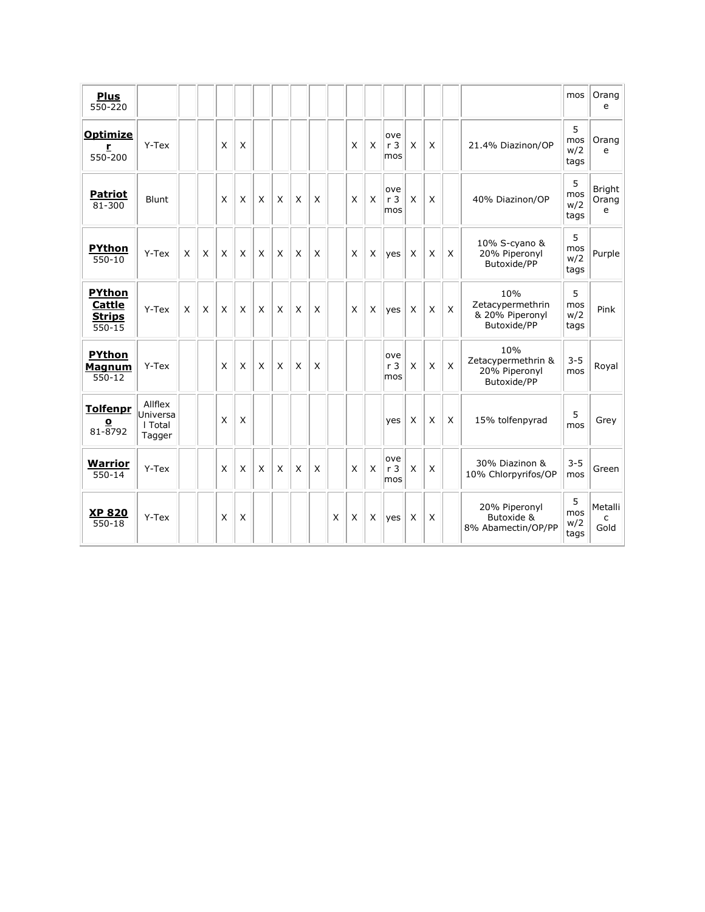| | | | | | | | | | | | | | | | | | | | |
|---|---|---|---|---|---|---|---|---|---|---|---|---|---|---|---|---|---|---|---|
| **Plus** 550-220 | | | | | | | | | | | | | | | | | | mos | Orange |
| **Optimizer** 550-200 | Y-Tex | | | X | X | | | | | | X | X | over 3 mos | X | X | | 21.4% Diazinon/OP | 5 mos w/2 tags | Orange |
| **Patriot** 81-300 | Blunt | | | X | X | X | X | X | X | | X | X | over 3 mos | X | X | | 40% Diazinon/OP | 5 mos w/2 tags | Bright Orange |
| **PYthon** 550-10 | Y-Tex | X | X | X | X | X | X | X | X | | X | X | yes | X | X | X | 10% S-cyano & 20% Piperonyl Butoxide/PP | 5 mos w/2 tags | Purple |
| **PYthon Cattle Strips** 550-15 | Y-Tex | X | X | X | X | X | X | X | X | | X | X | yes | X | X | X | 10% Zetacypermethrin & 20% Piperonyl Butoxide/PP | 5 mos w/2 tags | Pink |
| **PYthon Magnum** 550-12 | Y-Tex | | | X | X | X | X | X | X | | | | over 3 mos | X | X | X | 10% Zetacypermethrin & 20% Piperonyl Butoxide/PP | 3-5 mos | Royal |
| **Tolfenpro** 81-8792 | Allflex Universal Total Tagger | | | X | X | | | | | | | | yes | X | X | X | 15% tolfenpyrad | 5 mos | Grey |
| **Warrior** 550-14 | Y-Tex | | | X | X | X | X | X | X | | X | X | over 3 mos | X | X | | 30% Diazinon & 10% Chlorpyrifos/OP | 3-5 mos | Green |
| **XP 820** 550-18 | Y-Tex | | | X | X | | | | | X | X | X | yes | X | X | | 20% Piperonyl Butoxide & 8% Abamectin/OP/PP | 5 mos w/2 tags | Metallic Gold |